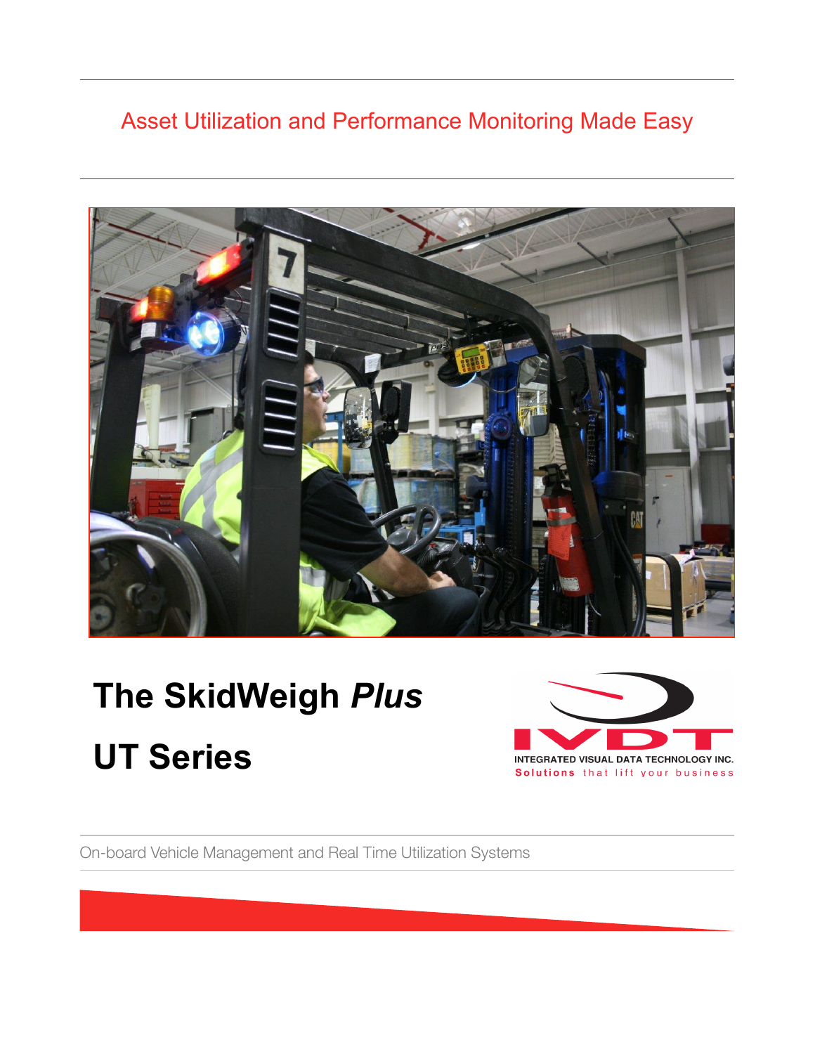Asset Utilization and Performance Monitoring Made Easy

# The SkidWeigh *Plus*

# UT Series

INTEGRATED VISUAL DATA TECHNOLOGY INC.

Solutions that lift your business

On-board Vehicle Management and Real Time Utilization Systems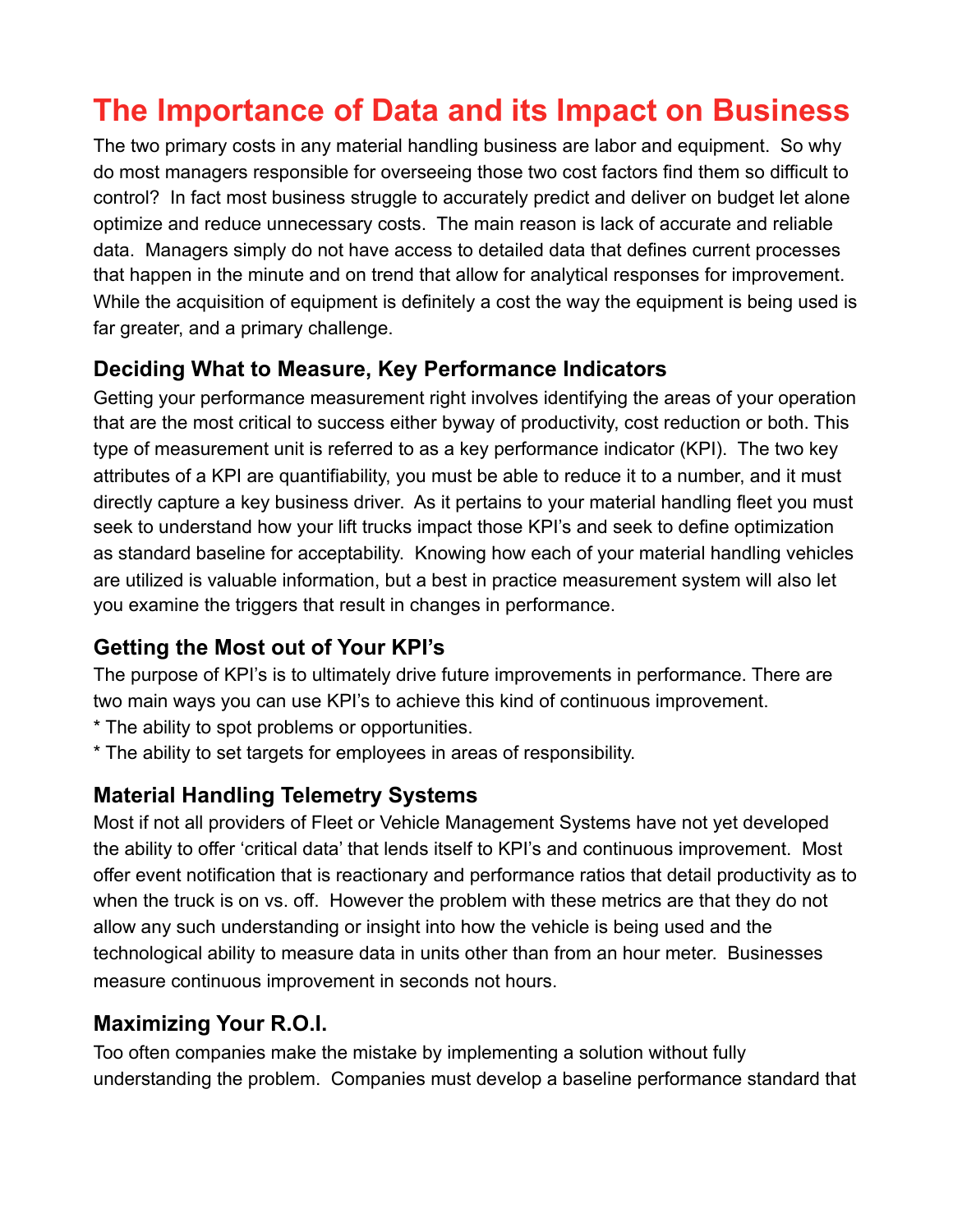# The Importance of Data and its Impact on Business

The two primary costs in any material handling business are labor and equipment. So why do most managers responsible for overseeing those two cost factors find them so difficult to control? In fact most business struggle to accurately predict and deliver on budget let alone optimize and reduce unnecessary costs. The main reason is lack of accurate and reliable data. Managers simply do not have access to detailed data that defines current processes that happen in the minute and on trend that allow for analytical responses for improvement. While the acquisition of equipment is definitely a cost the way the equipment is being used is far greater, and a primary challenge.

### Deciding What to Measure, Key Performance Indicators

Getting your performance measurement right involves identifying the areas of your operation that are the most critical to success either byway of productivity, cost reduction or both. This type of measurement unit is referred to as a key performance indicator (KPI). The two key attributes of a KPI are quantifiability, you must be able to reduce it to a number, and it must directly capture a key business driver. As it pertains to your material handling fleet you must seek to understand how your lift trucks impact those KPI's and seek to define optimization as standard baseline for acceptability. Knowing how each of your material handling vehicles are utilized is valuable information, but a best in practice measurement system will also let you examine the triggers that result in changes in performance.

### Getting the Most out of Your KPI's

The purpose of KPI's is to ultimately drive future improvements in performance. There are two main ways you can use KPI's to achieve this kind of continuous improvement.

* The ability to spot problems or opportunities.
* The ability to set targets for employees in areas of responsibility.

### Material Handling Telemetry Systems

Most if not all providers of Fleet or Vehicle Management Systems have not yet developed the ability to offer 'critical data' that lends itself to KPI's and continuous improvement. Most offer event notification that is reactionary and performance ratios that detail productivity as to when the truck is on vs. off. However the problem with these metrics are that they do not allow any such understanding or insight into how the vehicle is being used and the technological ability to measure data in units other than from an hour meter. Businesses measure continuous improvement in seconds not hours.

### Maximizing Your R.O.I.

Too often companies make the mistake by implementing a solution without fully understanding the problem. Companies must develop a baseline performance standard that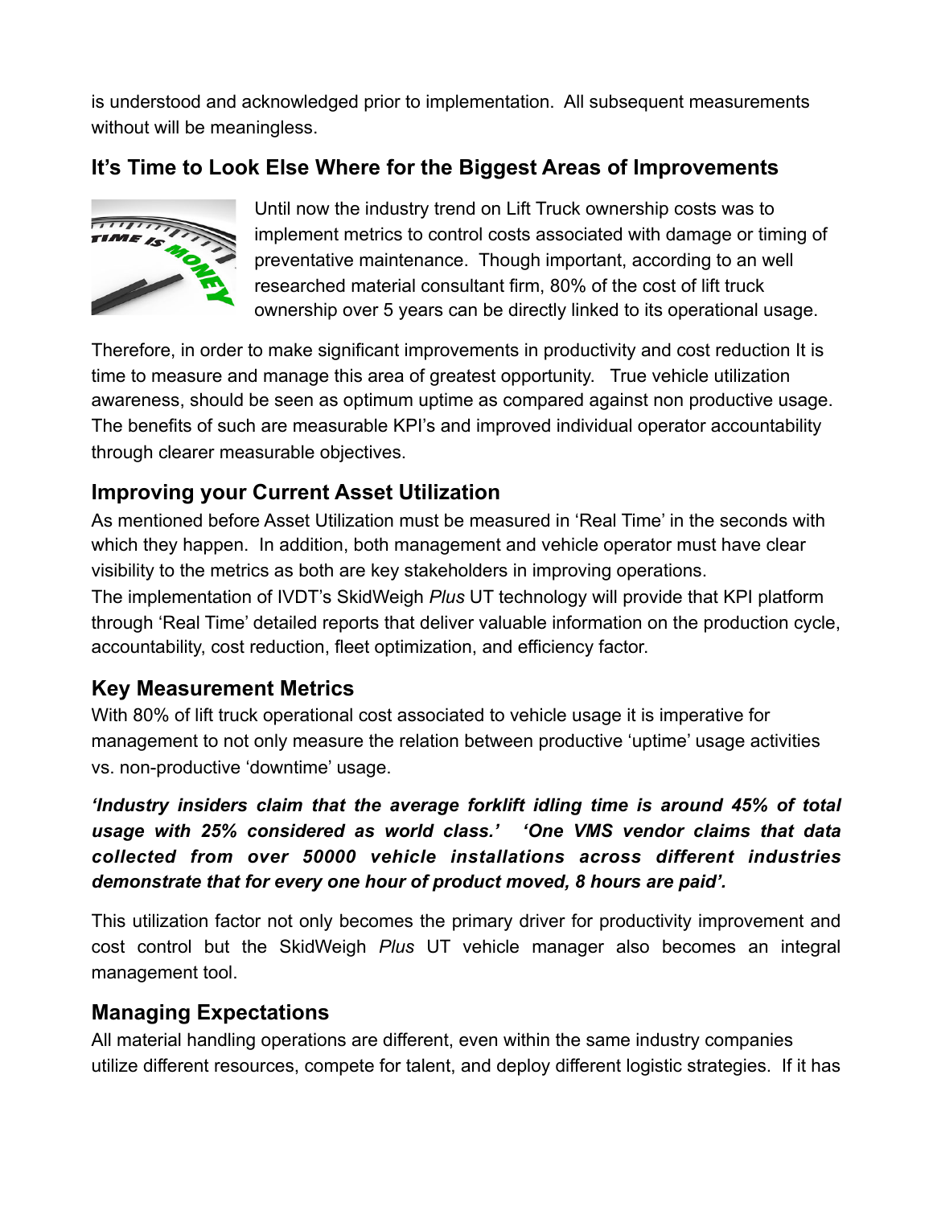is understood and acknowledged prior to implementation. All subsequent measurements without will be meaningless.

## It's Time to Look Else Where for the Biggest Areas of Improvements

Until now the industry trend on Lift Truck ownership costs was to implement metrics to control costs associated with damage or timing of preventative maintenance. Though important, according to an well researched material consultant firm, 80% of the cost of lift truck ownership over 5 years can be directly linked to its operational usage.

Therefore, in order to make significant improvements in productivity and cost reduction It is time to measure and manage this area of greatest opportunity. True vehicle utilization awareness, should be seen as optimum uptime as compared against non productive usage. The benefits of such are measurable KPI's and improved individual operator accountability through clearer measurable objectives.

## Improving your Current Asset Utilization

As mentioned before Asset Utilization must be measured in 'Real Time' in the seconds with which they happen. In addition, both management and vehicle operator must have clear visibility to the metrics as both are key stakeholders in improving operations.

The implementation of IVDT's SkidWeigh *Plus* UT technology will provide that KPI platform through 'Real Time' detailed reports that deliver valuable information on the production cycle, accountability, cost reduction, fleet optimization, and efficiency factor.

## Key Measurement Metrics

With 80% of lift truck operational cost associated to vehicle usage it is imperative for management to not only measure the relation between productive 'uptime' usage activities vs. non-productive 'downtime' usage.

***'Industry insiders claim that the average forklift idling time is around 45% of total usage with 25% considered as world class.' 'One VMS vendor claims that data collected from over 50000 vehicle installations across different industries demonstrate that for every one hour of product moved, 8 hours are paid'.***

This utilization factor not only becomes the primary driver for productivity improvement and cost control but the SkidWeigh *Plus* UT vehicle manager also becomes an integral management tool.

## Managing Expectations

All material handling operations are different, even within the same industry companies utilize different resources, compete for talent, and deploy different logistic strategies. If it has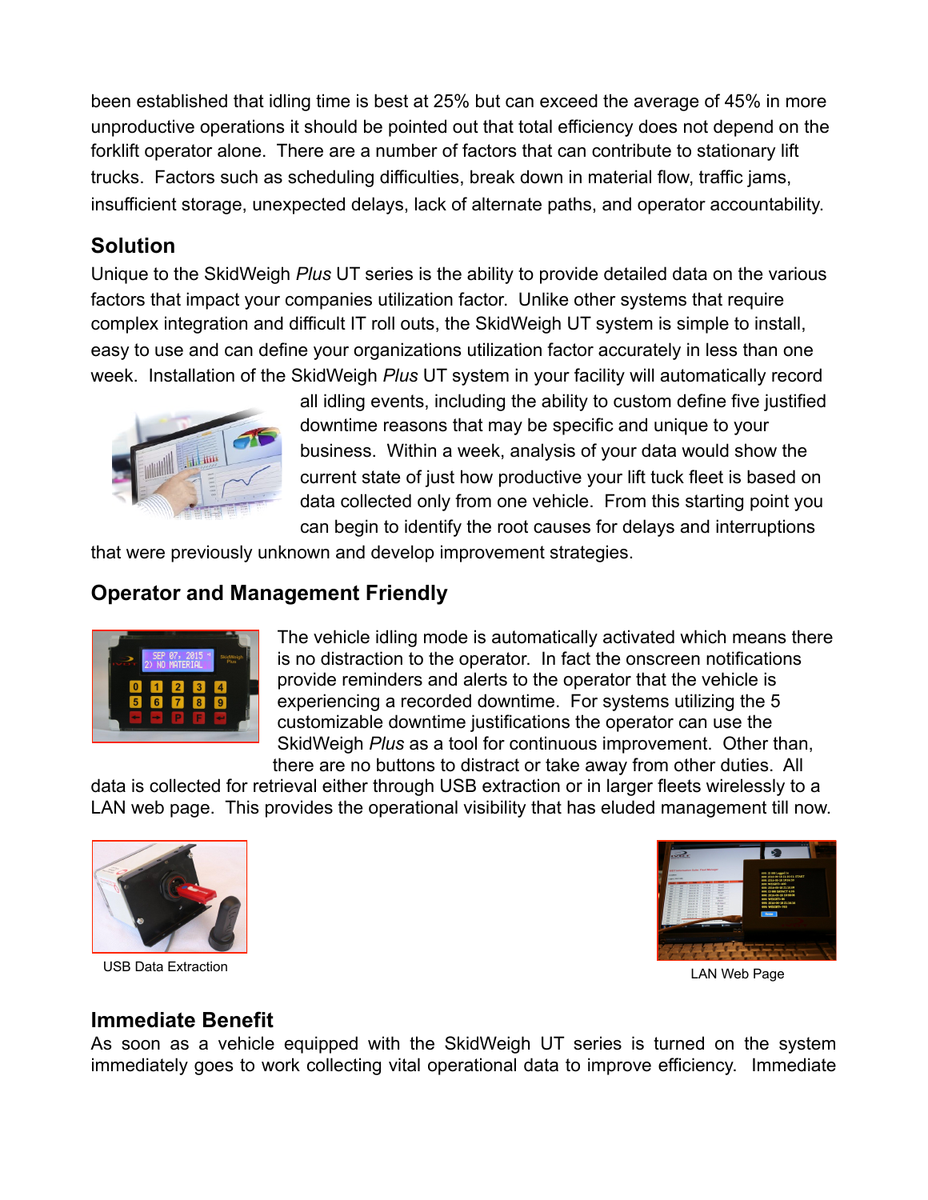been established that idling time is best at 25% but can exceed the average of 45% in more unproductive operations it should be pointed out that total efficiency does not depend on the forklift operator alone. There are a number of factors that can contribute to stationary lift trucks. Factors such as scheduling difficulties, break down in material flow, traffic jams, insufficient storage, unexpected delays, lack of alternate paths, and operator accountability.

## Solution

Unique to the SkidWeigh *Plus* UT series is the ability to provide detailed data on the various factors that impact your companies utilization factor. Unlike other systems that require complex integration and difficult IT roll outs, the SkidWeigh UT system is simple to install, easy to use and can define your organizations utilization factor accurately in less than one week. Installation of the SkidWeigh *Plus* UT system in your facility will automatically record all idling events, including the ability to custom define five justified downtime reasons that may be specific and unique to your business. Within a week, analysis of your data would show the current state of just how productive your lift tuck fleet is based on data collected only from one vehicle. From this starting point you can begin to identify the root causes for delays and interruptions that were previously unknown and develop improvement strategies.

## Operator and Management Friendly

The vehicle idling mode is automatically activated which means there is no distraction to the operator. In fact the onscreen notifications provide reminders and alerts to the operator that the vehicle is experiencing a recorded downtime. For systems utilizing the 5 customizable downtime justifications the operator can use the SkidWeigh *Plus* as a tool for continuous improvement. Other than, there are no buttons to distract or take away from other duties. All data is collected for retrieval either through USB extraction or in larger fleets wirelessly to a LAN web page. This provides the operational visibility that has eluded management till now.

USB Data Extraction

LAN Web Page

## Immediate Benefit

As soon as a vehicle equipped with the SkidWeigh UT series is turned on the system immediately goes to work collecting vital operational data to improve efficiency. Immediate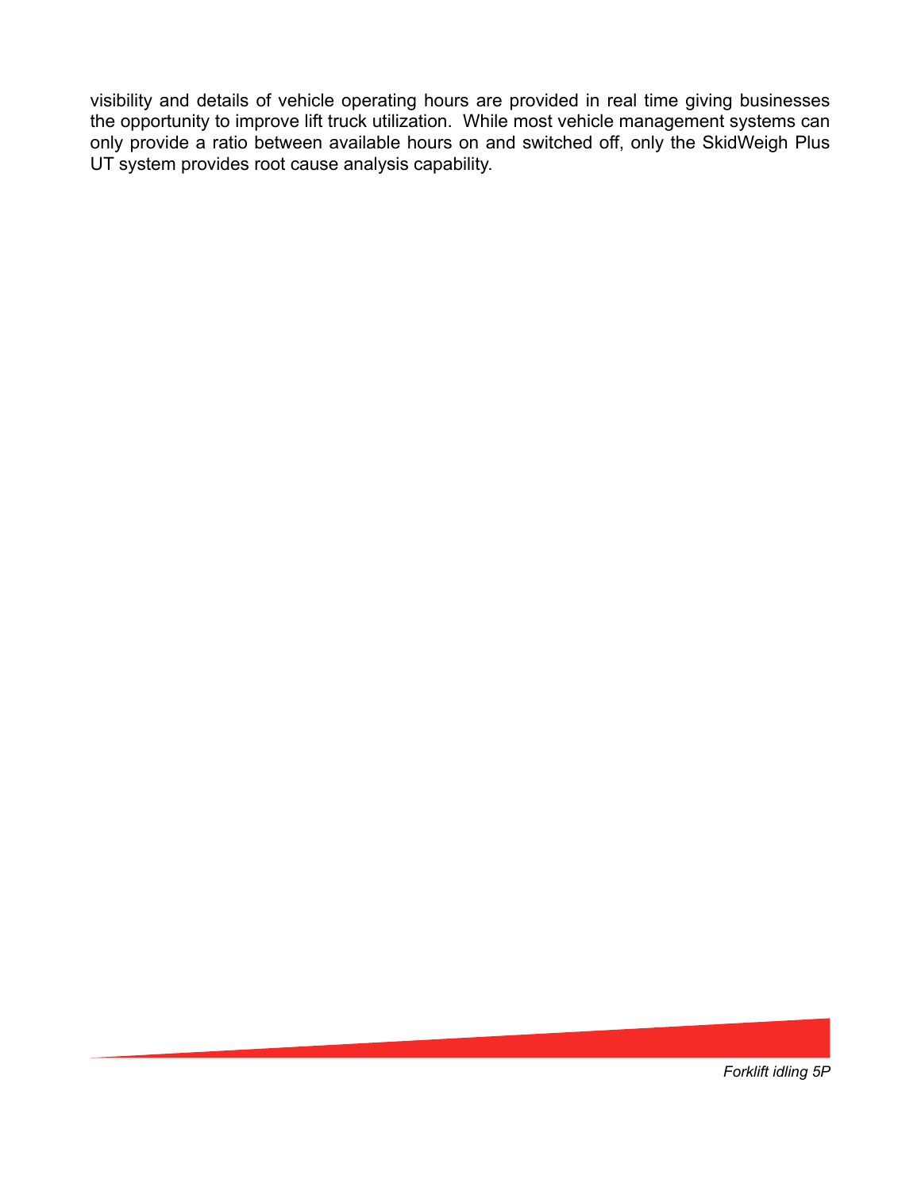visibility and details of vehicle operating hours are provided in real time giving businesses the opportunity to improve lift truck utilization.  While most vehicle management systems can only provide a ratio between available hours on and switched off, only the SkidWeigh Plus UT system provides root cause analysis capability.